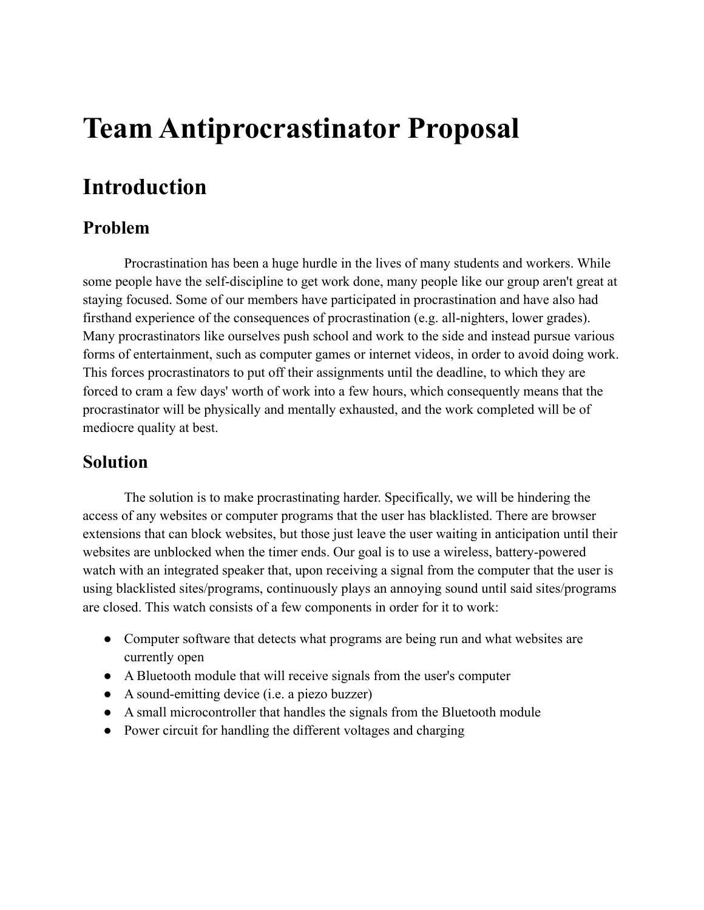# Team Antiprocrastinator Proposal

## Introduction

### Problem

Procrastination has been a huge hurdle in the lives of many students and workers. While some people have the self-discipline to get work done, many people like our group aren't great at staying focused. Some of our members have participated in procrastination and have also had firsthand experience of the consequences of procrastination (e.g. all-nighters, lower grades). Many procrastinators like ourselves push school and work to the side and instead pursue various forms of entertainment, such as computer games or internet videos, in order to avoid doing work. This forces procrastinators to put off their assignments until the deadline, to which they are forced to cram a few days' worth of work into a few hours, which consequently means that the procrastinator will be physically and mentally exhausted, and the work completed will be of mediocre quality at best.

### Solution

The solution is to make procrastinating harder. Specifically, we will be hindering the access of any websites or computer programs that the user has blacklisted. There are browser extensions that can block websites, but those just leave the user waiting in anticipation until their websites are unblocked when the timer ends. Our goal is to use a wireless, battery-powered watch with an integrated speaker that, upon receiving a signal from the computer that the user is using blacklisted sites/programs, continuously plays an annoying sound until said sites/programs are closed. This watch consists of a few components in order for it to work:

- Computer software that detects what programs are being run and what websites are currently open
- A Bluetooth module that will receive signals from the user's computer
- A sound-emitting device (i.e. a piezo buzzer)
- A small microcontroller that handles the signals from the Bluetooth module
- Power circuit for handling the different voltages and charging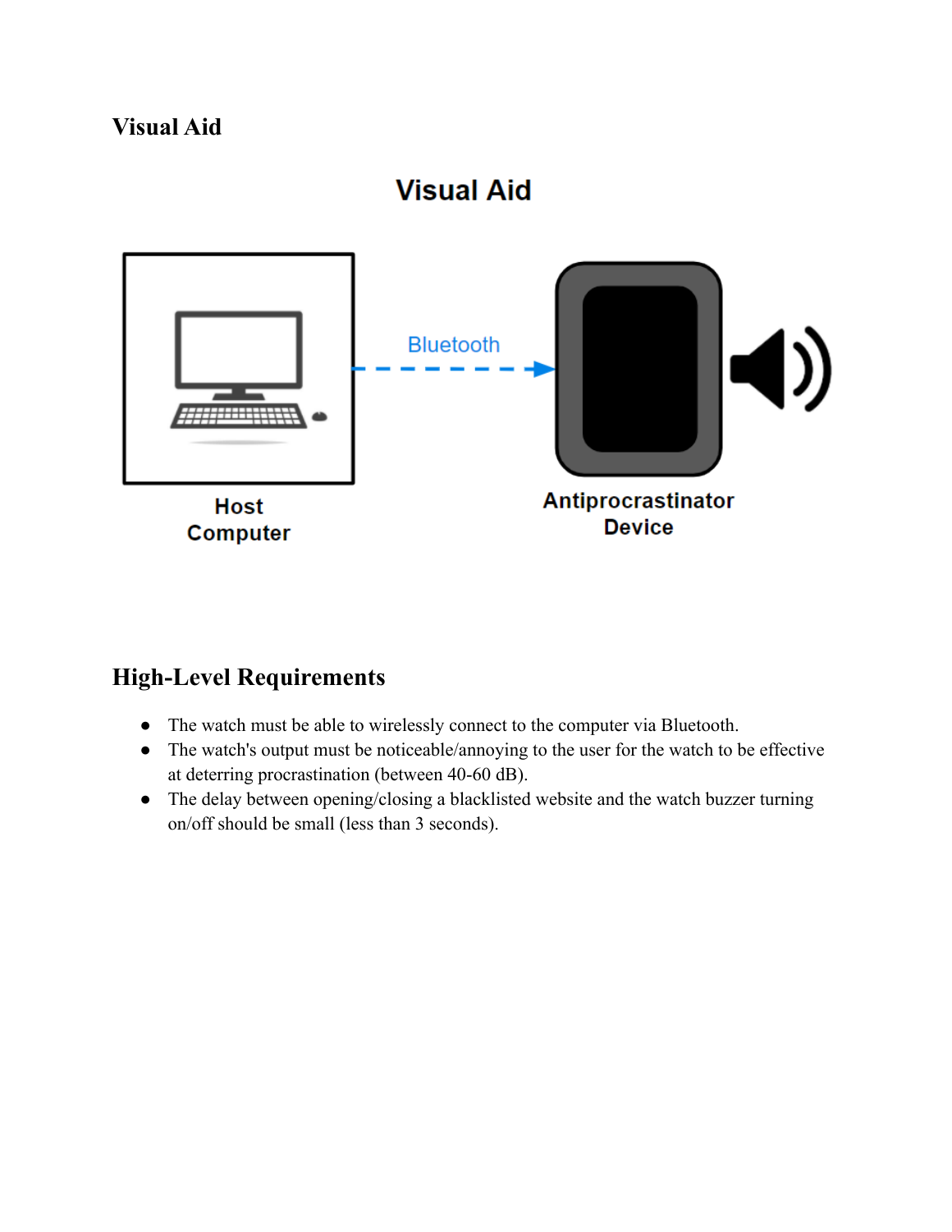## Visual Aid

## High-Level Requirements

- The watch must be able to wirelessly connect to the computer via Bluetooth.
- The watch's output must be noticeable/annoying to the user for the watch to be effective at deterring procrastination (between 40-60 dB).
- The delay between opening/closing a blacklisted website and the watch buzzer turning on/off should be small (less than 3 seconds).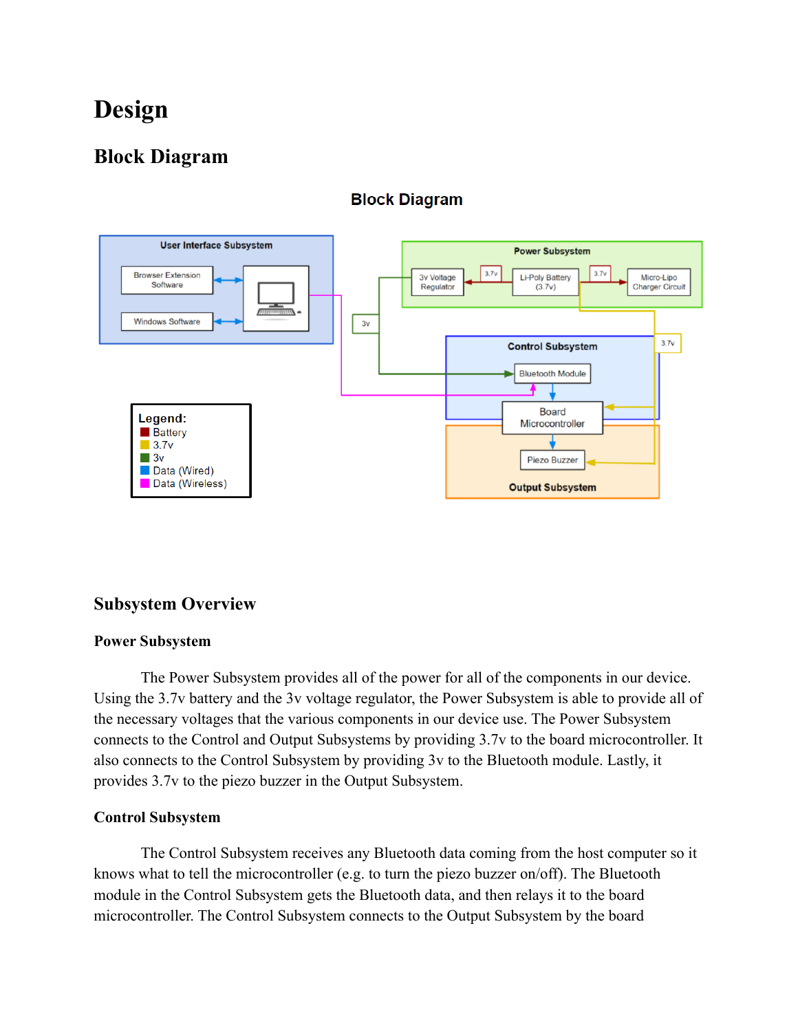# Design

## Block Diagram

### Subsystem Overview

#### Power Subsystem

The Power Subsystem provides all of the power for all of the components in our device. Using the 3.7v battery and the 3v voltage regulator, the Power Subsystem is able to provide all of the necessary voltages that the various components in our device use. The Power Subsystem connects to the Control and Output Subsystems by providing 3.7v to the board microcontroller. It also connects to the Control Subsystem by providing 3v to the Bluetooth module. Lastly, it provides 3.7v to the piezo buzzer in the Output Subsystem.

#### Control Subsystem

The Control Subsystem receives any Bluetooth data coming from the host computer so it knows what to tell the microcontroller (e.g. to turn the piezo buzzer on/off). The Bluetooth module in the Control Subsystem gets the Bluetooth data, and then relays it to the board microcontroller. The Control Subsystem connects to the Output Subsystem by the board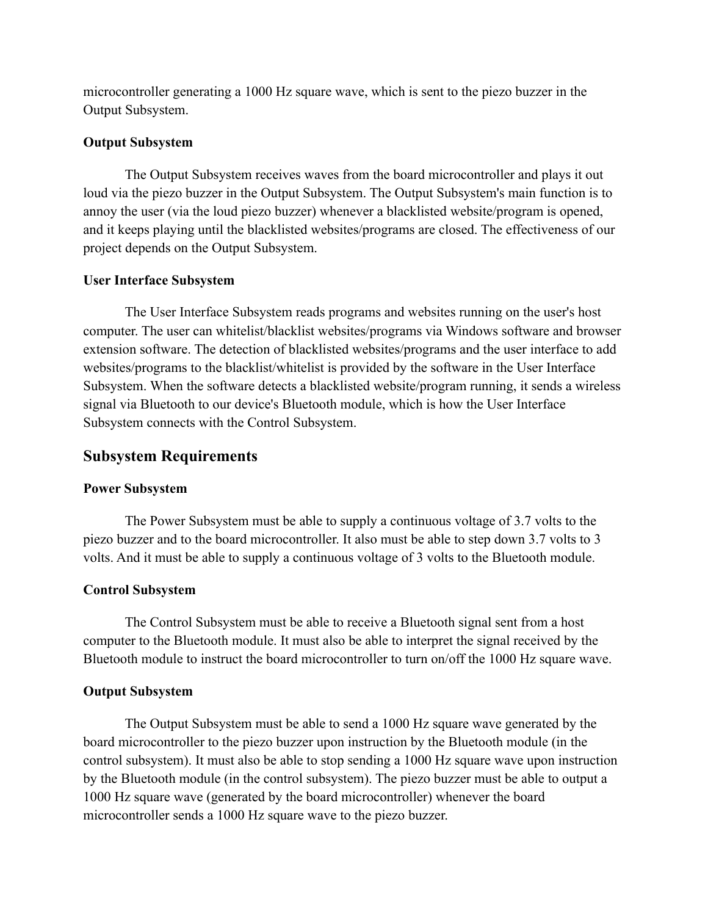microcontroller generating a 1000 Hz square wave, which is sent to the piezo buzzer in the Output Subsystem.

**Output Subsystem**

The Output Subsystem receives waves from the board microcontroller and plays it out loud via the piezo buzzer in the Output Subsystem. The Output Subsystem's main function is to annoy the user (via the loud piezo buzzer) whenever a blacklisted website/program is opened, and it keeps playing until the blacklisted websites/programs are closed. The effectiveness of our project depends on the Output Subsystem.

**User Interface Subsystem**

The User Interface Subsystem reads programs and websites running on the user's host computer. The user can whitelist/blacklist websites/programs via Windows software and browser extension software. The detection of blacklisted websites/programs and the user interface to add websites/programs to the blacklist/whitelist is provided by the software in the User Interface Subsystem. When the software detects a blacklisted website/program running, it sends a wireless signal via Bluetooth to our device's Bluetooth module, which is how the User Interface Subsystem connects with the Control Subsystem.

## Subsystem Requirements

**Power Subsystem**

The Power Subsystem must be able to supply a continuous voltage of 3.7 volts to the piezo buzzer and to the board microcontroller. It also must be able to step down 3.7 volts to 3 volts. And it must be able to supply a continuous voltage of 3 volts to the Bluetooth module.

**Control Subsystem**

The Control Subsystem must be able to receive a Bluetooth signal sent from a host computer to the Bluetooth module. It must also be able to interpret the signal received by the Bluetooth module to instruct the board microcontroller to turn on/off the 1000 Hz square wave.

**Output Subsystem**

The Output Subsystem must be able to send a 1000 Hz square wave generated by the board microcontroller to the piezo buzzer upon instruction by the Bluetooth module (in the control subsystem). It must also be able to stop sending a 1000 Hz square wave upon instruction by the Bluetooth module (in the control subsystem). The piezo buzzer must be able to output a 1000 Hz square wave (generated by the board microcontroller) whenever the board microcontroller sends a 1000 Hz square wave to the piezo buzzer.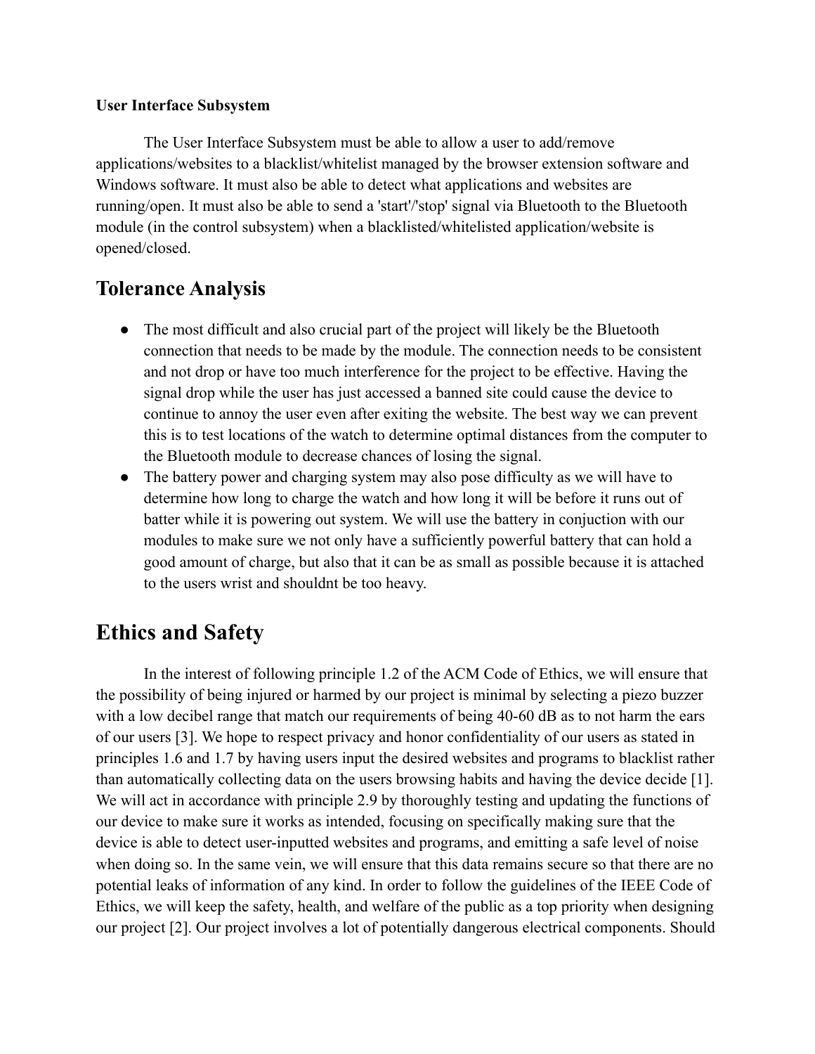**User Interface Subsystem**

The User Interface Subsystem must be able to allow a user to add/remove applications/websites to a blacklist/whitelist managed by the browser extension software and Windows software. It must also be able to detect what applications and websites are running/open. It must also be able to send a 'start'/'stop' signal via Bluetooth to the Bluetooth module (in the control subsystem) when a blacklisted/whitelisted application/website is opened/closed.

## Tolerance Analysis

- The most difficult and also crucial part of the project will likely be the Bluetooth connection that needs to be made by the module. The connection needs to be consistent and not drop or have too much interference for the project to be effective. Having the signal drop while the user has just accessed a banned site could cause the device to continue to annoy the user even after exiting the website. The best way we can prevent this is to test locations of the watch to determine optimal distances from the computer to the Bluetooth module to decrease chances of losing the signal.
- The battery power and charging system may also pose difficulty as we will have to determine how long to charge the watch and how long it will be before it runs out of batter while it is powering out system. We will use the battery in conjuction with our modules to make sure we not only have a sufficiently powerful battery that can hold a good amount of charge, but also that it can be as small as possible because it is attached to the users wrist and shouldnt be too heavy.

## Ethics and Safety

In the interest of following principle 1.2 of the ACM Code of Ethics, we will ensure that the possibility of being injured or harmed by our project is minimal by selecting a piezo buzzer with a low decibel range that match our requirements of being 40-60 dB as to not harm the ears of our users [3]. We hope to respect privacy and honor confidentiality of our users as stated in principles 1.6 and 1.7 by having users input the desired websites and programs to blacklist rather than automatically collecting data on the users browsing habits and having the device decide [1]. We will act in accordance with principle 2.9 by thoroughly testing and updating the functions of our device to make sure it works as intended, focusing on specifically making sure that the device is able to detect user-inputted websites and programs, and emitting a safe level of noise when doing so. In the same vein, we will ensure that this data remains secure so that there are no potential leaks of information of any kind. In order to follow the guidelines of the IEEE Code of Ethics, we will keep the safety, health, and welfare of the public as a top priority when designing our project [2]. Our project involves a lot of potentially dangerous electrical components. Should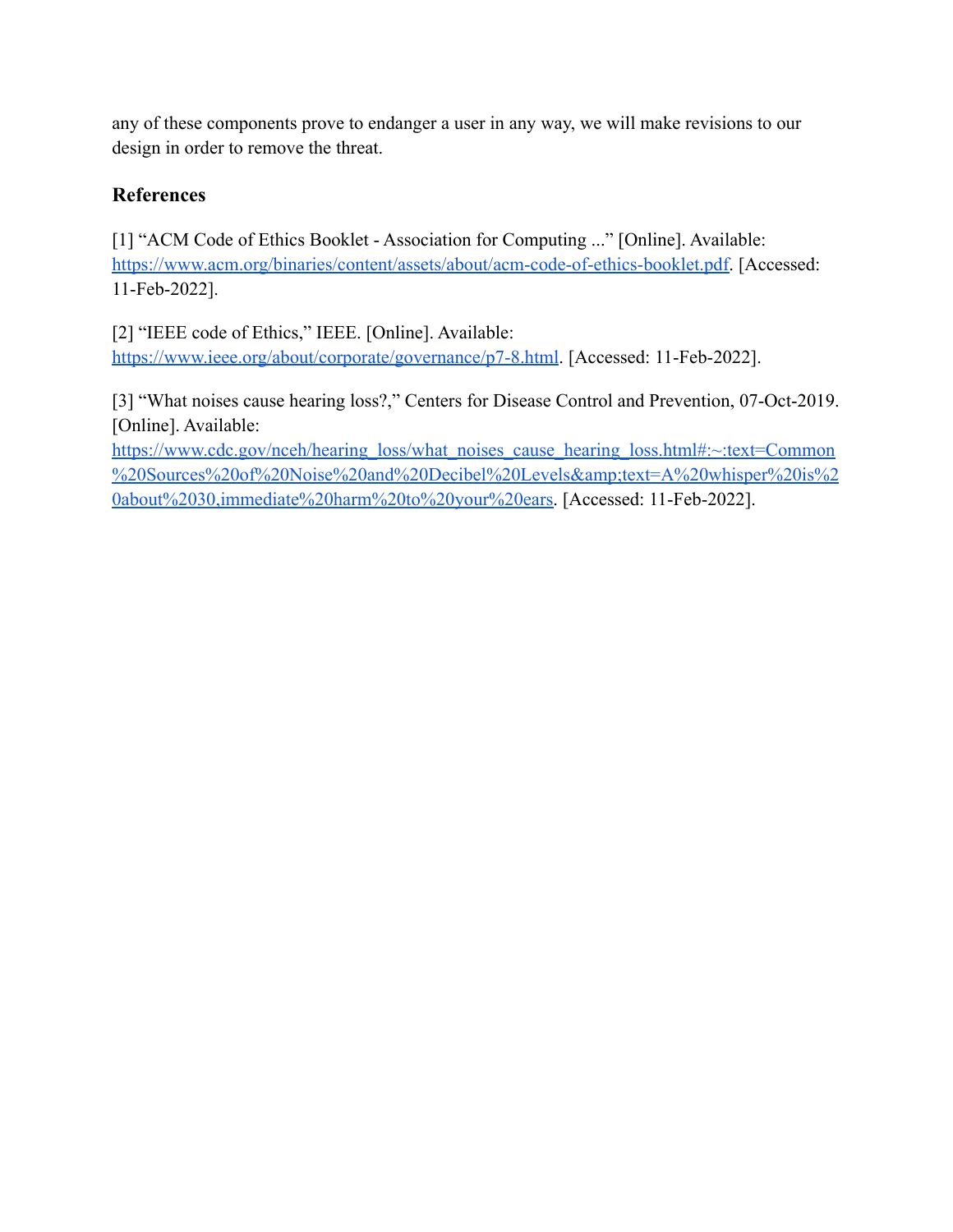any of these components prove to endanger a user in any way, we will make revisions to our design in order to remove the threat.

## References

[1] "ACM Code of Ethics Booklet - Association for Computing ..." [Online]. Available: https://www.acm.org/binaries/content/assets/about/acm-code-of-ethics-booklet.pdf. [Accessed: 11-Feb-2022].

[2] "IEEE code of Ethics," IEEE. [Online]. Available: https://www.ieee.org/about/corporate/governance/p7-8.html. [Accessed: 11-Feb-2022].

[3] "What noises cause hearing loss?," Centers for Disease Control and Prevention, 07-Oct-2019. [Online]. Available: https://www.cdc.gov/nceh/hearing_loss/what_noises_cause_hearing_loss.html#:~:text=Common%20Sources%20of%20Noise%20and%20Decibel%20Levels&amp;text=A%20whisper%20is%20about%2030,immediate%20harm%20to%20your%20ears. [Accessed: 11-Feb-2022].